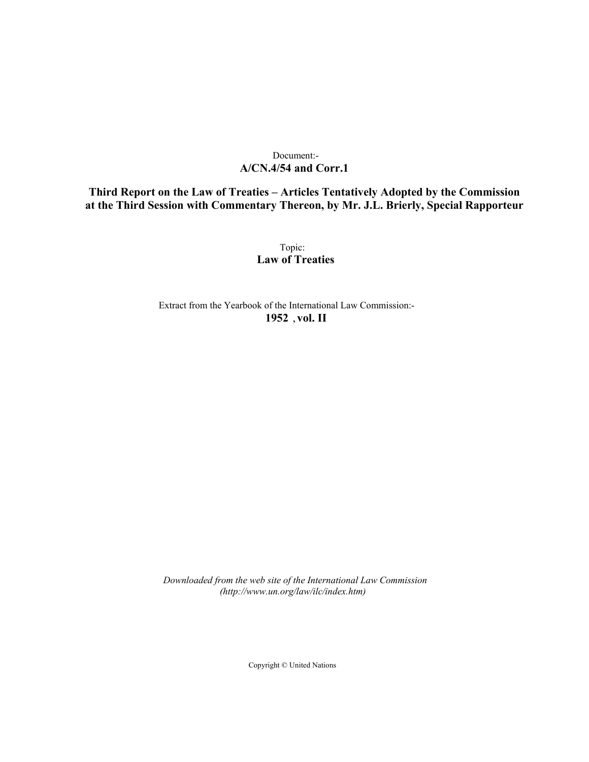Document:-

**A/CN.4/54 and Corr.1**

**Third Report on the Law of Treaties – Articles Tentatively Adopted by the Commission at the Third Session with Commentary Thereon, by Mr. J.L. Brierly, Special Rapporteur**

Topic:

**Law of Treaties**

Extract from the Yearbook of the International Law Commission:-

**1952 , vol. II**

*Downloaded from the web site of the International Law Commission (http://www.un.org/law/ilc/index.htm)*

Copyright © United Nations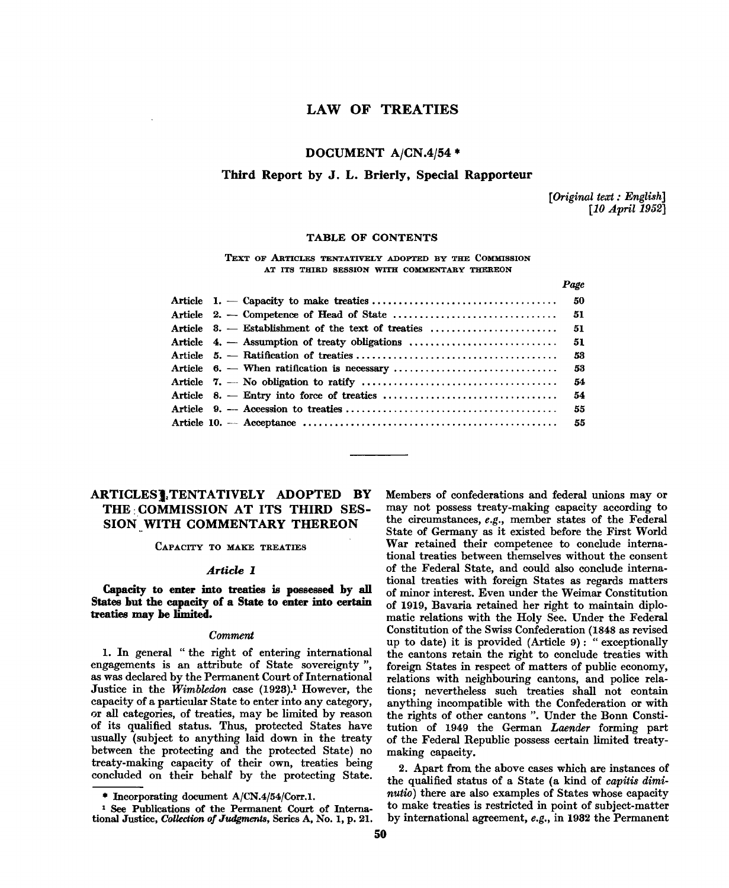# LAW OF TREATIES

## DOCUMENT A/CN.4/54 *

### Third Report by J. L. Brierly, Special Rapporteur

*[Original text: English]*
*[10 April 1952]*

TABLE OF CONTENTS

TEXT OF ARTICLES TENTATIVELY ADOPTED BY THE COMMISSION AT ITS THIRD SESSION WITH COMMENTARY THEREON

| | Page |
|---|---|
| Article 1. — Capacity to make treaties | 50 |
| Article 2. — Competence of Head of State | 51 |
| Article 3. — Establishment of the text of treaties | 51 |
| Article 4. — Assumption of treaty obligations | 51 |
| Article 5. — Ratification of treaties | 53 |
| Article 6. — When ratification is necessary | 53 |
| Article 7. — No obligation to ratify | 54 |
| Article 8. — Entry into force of treaties | 54 |
| Article 9. — Accession to treaties | 55 |
| Article 10. — Acceptance | 55 |

---

## ARTICLES TENTATIVELY ADOPTED BY THE COMMISSION AT ITS THIRD SESSION WITH COMMENTARY THEREON

### CAPACITY TO MAKE TREATIES

#### *Article 1*

**Capacity to enter into treaties is possessed by all States but the capacity of a State to enter into certain treaties may be limited.**

*Comment*

1. In general " the right of entering international engagements is an attribute of State sovereignty ", as was declared by the Permanent Court of International Justice in the *Wimbledon* case (1923).[1] However, the capacity of a particular State to enter into any category, or all categories, of treaties, may be limited by reason of its qualified status. Thus, protected States have usually (subject to anything laid down in the treaty between the protecting and the protected State) no treaty-making capacity of their own, treaties being concluded on their behalf by the protecting State. Members of confederations and federal unions may or may not possess treaty-making capacity according to the circumstances, *e.g.*, member states of the Federal State of Germany as it existed before the First World War retained their competence to conclude international treaties between themselves without the consent of the Federal State, and could also conclude international treaties with foreign States as regards matters of minor interest. Even under the Weimar Constitution of 1919, Bavaria retained her right to maintain diplomatic relations with the Holy See. Under the Federal Constitution of the Swiss Confederation (1848 as revised up to date) it is provided (Article 9): " exceptionally the cantons retain the right to conclude treaties with foreign States in respect of matters of public economy, relations with neighbouring cantons, and police relations; nevertheless such treaties shall not contain anything incompatible with the Confederation or with the rights of other cantons ". Under the Bonn Constitution of 1949 the German *Laender* forming part of the Federal Republic possess certain limited treaty-making capacity.

2. Apart from the above cases which are instances of the qualified status of a State (a kind of *capitis diminutio*) there are also examples of States whose capacity to make treaties is restricted in point of subject-matter by international agreement, *e.g.*, in 1932 the Permanent

---

* Incorporating document A/CN.4/54/Corr.1.

[1] See Publications of the Permanent Court of International Justice, *Collection of Judgments*, Series A, No. 1, p. 21.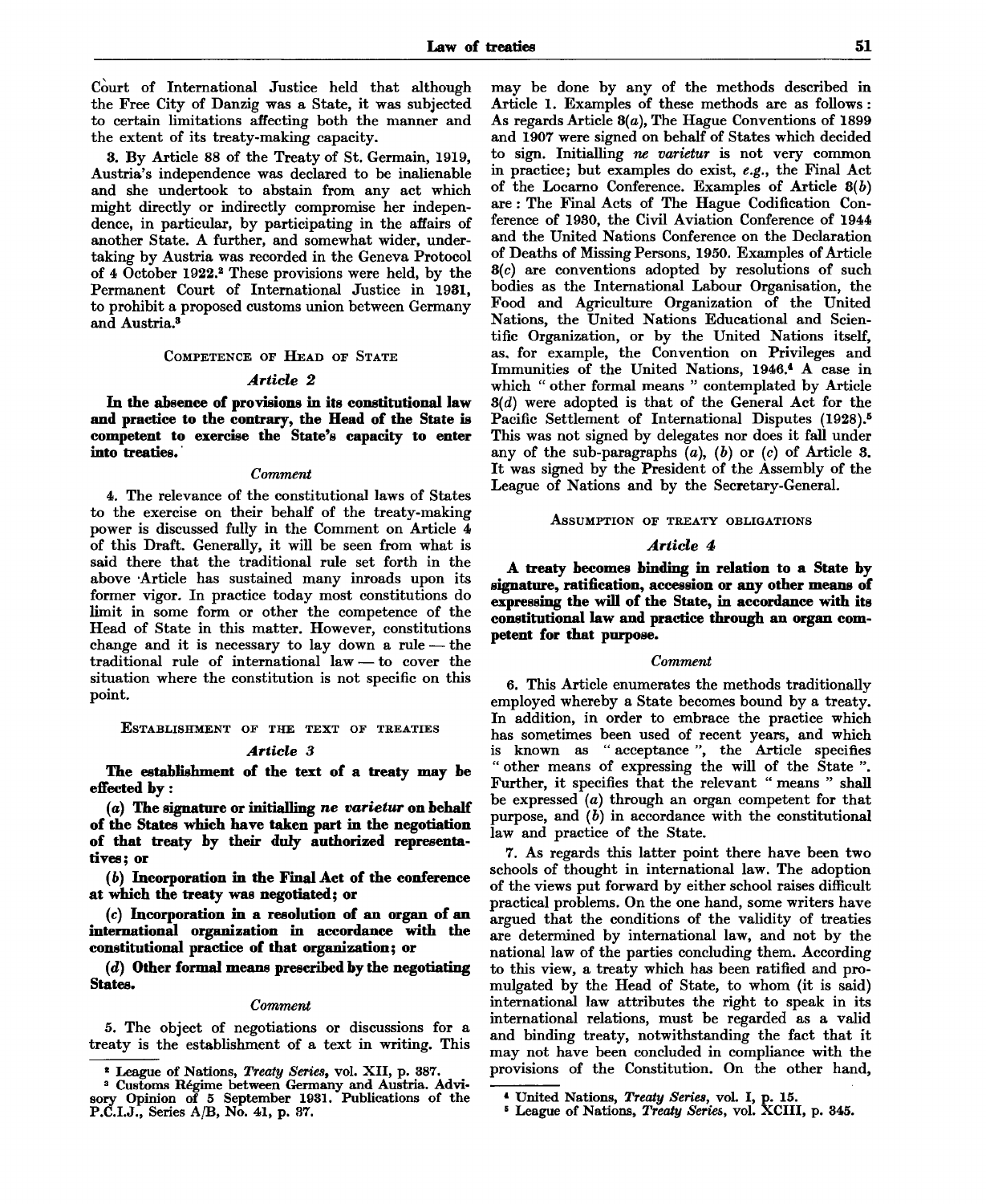Court of International Justice held that although the Free City of Danzig was a State, it was subjected to certain limitations affecting both the manner and the extent of its treaty-making capacity.

3. By Article 88 of the Treaty of St. Germain, 1919, Austria's independence was declared to be inalienable and she undertook to abstain from any act which might directly or indirectly compromise her independence, in particular, by participating in the affairs of another State. A further, and somewhat wider, undertaking by Austria was recorded in the Geneva Protocol of 4 October 1922.[2] These provisions were held, by the Permanent Court of International Justice in 1931, to prohibit a proposed customs union between Germany and Austria.[3]

### Competence of Head of State

#### *Article 2*

**In the absence of provisions in its constitutional law and practice to the contrary, the Head of the State is competent to exercise the State's capacity to enter into treaties.**

*Comment*

4. The relevance of the constitutional laws of States to the exercise on their behalf of the treaty-making power is discussed fully in the Comment on Article 4 of this Draft. Generally, it will be seen from what is said there that the traditional rule set forth in the above Article has sustained many inroads upon its former vigor. In practice today most constitutions do limit in some form or other the competence of the Head of State in this matter. However, constitutions change and it is necessary to lay down a rule — the traditional rule of international law — to cover the situation where the constitution is not specific on this point.

### Establishment of the text of treaties

#### *Article 3*

**The establishment of the text of a treaty may be effected by:**

**(*a*) The signature or initialling *ne varietur* on behalf of the States which have taken part in the negotiation of that treaty by their duly authorized representatives; or**

**(*b*) Incorporation in the Final Act of the conference at which the treaty was negotiated; or**

**(*c*) Incorporation in a resolution of an organ of an international organization in accordance with the constitutional practice of that organization; or**

**(*d*) Other formal means prescribed by the negotiating States.**

*Comment*

5. The object of negotiations or discussions for a treaty is the establishment of a text in writing. This may be done by any of the methods described in Article 1. Examples of these methods are as follows: As regards Article 3(*a*), The Hague Conventions of 1899 and 1907 were signed on behalf of States which decided to sign. Initialling *ne varietur* is not very common in practice; but examples do exist, *e.g.*, the Final Act of the Locarno Conference. Examples of Article 3(*b*) are: The Final Acts of The Hague Codification Conference of 1930, the Civil Aviation Conference of 1944 and the United Nations Conference on the Declaration of Deaths of Missing Persons, 1950. Examples of Article 3(*c*) are conventions adopted by resolutions of such bodies as the International Labour Organisation, the Food and Agriculture Organization of the United Nations, the United Nations Educational and Scientific Organization, or by the United Nations itself, as for example, the Convention on Privileges and Immunities of the United Nations, 1946.[4] A case in which "other formal means" contemplated by Article 3(*d*) were adopted is that of the General Act for the Pacific Settlement of International Disputes (1928).[5] This was not signed by delegates nor does it fall under any of the sub-paragraphs (*a*), (*b*) or (*c*) of Article 3. It was signed by the President of the Assembly of the League of Nations and by the Secretary-General.

### Assumption of treaty obligations

#### *Article 4*

**A treaty becomes binding in relation to a State by signature, ratification, accession or any other means of expressing the will of the State, in accordance with its constitutional law and practice through an organ competent for that purpose.**

*Comment*

6. This Article enumerates the methods traditionally employed whereby a State becomes bound by a treaty. In addition, in order to embrace the practice which has sometimes been used of recent years, and which is known as "acceptance", the Article specifies "other means of expressing the will of the State". Further, it specifies that the relevant "means" shall be expressed (*a*) through an organ competent for that purpose, and (*b*) in accordance with the constitutional law and practice of the State.

7. As regards this latter point there have been two schools of thought in international law. The adoption of the views put forward by either school raises difficult practical problems. On the one hand, some writers have argued that the conditions of the validity of treaties are determined by international law, and not by the national law of the parties concluding them. According to this view, a treaty which has been ratified and promulgated by the Head of State, to whom (it is said) international law attributes the right to speak in its international relations, must be regarded as a valid and binding treaty, notwithstanding the fact that it may not have been concluded in compliance with the provisions of the Constitution. On the other hand,

---

[2] League of Nations, *Treaty Series*, vol. XII, p. 387.

[3] Customs Régime between Germany and Austria. Advisory Opinion of 5 September 1931. Publications of the P.C.I.J., Series A/B, No. 41, p. 37.

[4] United Nations, *Treaty Series*, vol. I, p. 15.

[5] League of Nations, *Treaty Series*, vol. XCIII, p. 345.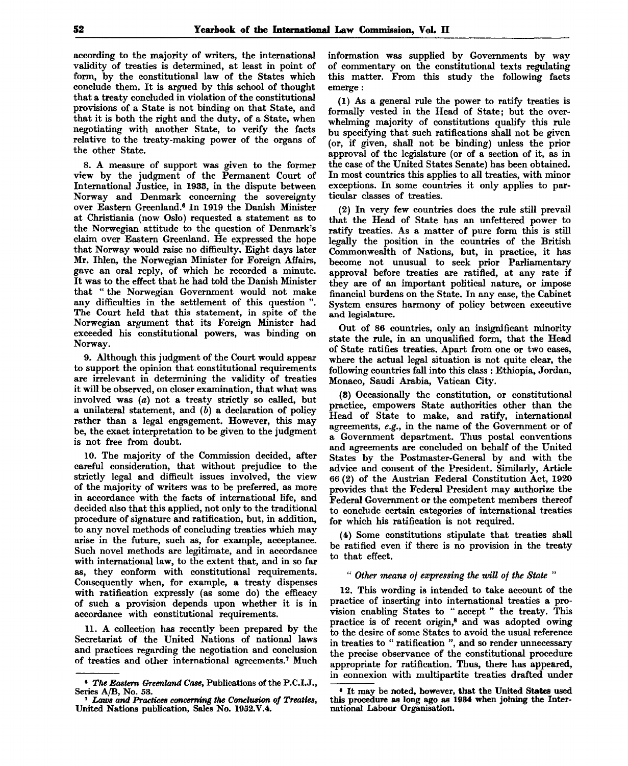according to the majority of writers, the international validity of treaties is determined, at least in point of form, by the constitutional law of the States which conclude them. It is argued by this school of thought that a treaty concluded in violation of the constitutional provisions of a State is not binding on that State, and that it is both the right and the duty, of a State, when negotiating with another State, to verify the facts relative to the treaty-making power of the organs of the other State.

8. A measure of support was given to the former view by the judgment of the Permanent Court of International Justice, in 1933, in the dispute between Norway and Denmark concerning the sovereignty over Eastern Greenland.[6] In 1919 the Danish Minister at Christiania (now Oslo) requested a statement as to the Norwegian attitude to the question of Denmark's claim over Eastern Greenland. He expressed the hope that Norway would raise no difficulty. Eight days later Mr. Ihlen, the Norwegian Minister for Foreign Affairs, gave an oral reply, of which he recorded a minute. It was to the effect that he had told the Danish Minister that "the Norwegian Government would not make any difficulties in the settlement of this question". The Court held that this statement, in spite of the Norwegian argument that its Foreign Minister had exceeded his constitutional powers, was binding on Norway.

9. Although this judgment of the Court would appear to support the opinion that constitutional requirements are irrelevant in determining the validity of treaties it will be observed, on closer examination, that what was involved was (*a*) not a treaty strictly so called, but a unilateral statement, and (*b*) a declaration of policy rather than a legal engagement. However, this may be, the exact interpretation to be given to the judgment is not free from doubt.

10. The majority of the Commission decided, after careful consideration, that without prejudice to the strictly legal and difficult issues involved, the view of the majority of writers was to be preferred, as more in accordance with the facts of international life, and decided also that this applied, not only to the traditional procedure of signature and ratification, but, in addition, to any novel methods of concluding treaties which may arise in the future, such as, for example, acceptance. Such novel methods are legitimate, and in accordance with international law, to the extent that, and in so far as, they conform with constitutional requirements. Consequently when, for example, a treaty dispenses with ratification expressly (as some do) the efficacy of such a provision depends upon whether it is in accordance with constitutional requirements.

11. A collection has recently been prepared by the Secretariat of the United Nations of national laws and practices regarding the negotiation and conclusion of treaties and other international agreements.[7] Much information was supplied by Governments by way of commentary on the constitutional texts regulating this matter. From this study the following facts emerge:

(1) As a general rule the power to ratify treaties is formally vested in the Head of State; but the overwhelming majority of constitutions qualify this rule bu specifying that such ratifications shall not be given (or, if given, shall not be binding) unless the prior approval of the legislature (or of a section of it, as in the case of the United States Senate) has been obtained. In most countries this applies to all treaties, with minor exceptions. In some countries it only applies to particular classes of treaties.

(2) In very few countries does the rule still prevail that the Head of State has an unfettered power to ratify treaties. As a matter of pure form this is still legally the position in the countries of the British Commonwealth of Nations, but, in practice, it has become not unusual to seek prior Parliamentary approval before treaties are ratified, at any rate if they are of an important political nature, or impose financial burdens on the State. In any case, the Cabinet System ensures harmony of policy between executive and legislature.

Out of 86 countries, only an insignificant minority state the rule, in an unqualified form, that the Head of State ratifies treaties. Apart from one or two cases, where the actual legal situation is not quite clear, the following countries fall into this class: Ethiopia, Jordan, Monaco, Saudi Arabia, Vatican City.

(3) Occasionally the constitution, or constitutional practice, empowers State authorities other than the Head of State to make, and ratify, international agreements, *e.g.*, in the name of the Government or of a Government department. Thus postal conventions and agreements are concluded on behalf of the United States by the Postmaster-General by and with the advice and consent of the President. Similarly, Article 66 (2) of the Austrian Federal Constitution Act, 1920 provides that the Federal President may authorize the Federal Government or the competent members thereof to conclude certain categories of international treaties for which his ratification is not required.

(4) Some constitutions stipulate that treaties shall be ratified even if there is no provision in the treaty to that effect.

*"Other means of expressing the will of the State"*

12. This wording is intended to take account of the practice of inserting into international treaties a provision enabling States to "accept" the treaty. This practice is of recent origin,[8] and was adopted owing to the desire of some States to avoid the usual reference in treaties to "ratification", and so render unnecessary the precise observance of the constitutional procedure appropriate for ratification. Thus, there has appeared, in connexion with multipartite treaties drafted under

---

[6] *The Eastern Greenland Case*, Publications of the P.C.I.J., Series A/B, No. 53.

[7] *Laws and Practices concerning the Conclusion of Treaties*, United Nations publication, Sales No. 1952.V.4.

[8] **It may be noted, however, that the United States used this procedure as long ago as 1934 when joining the International Labour Organisation.**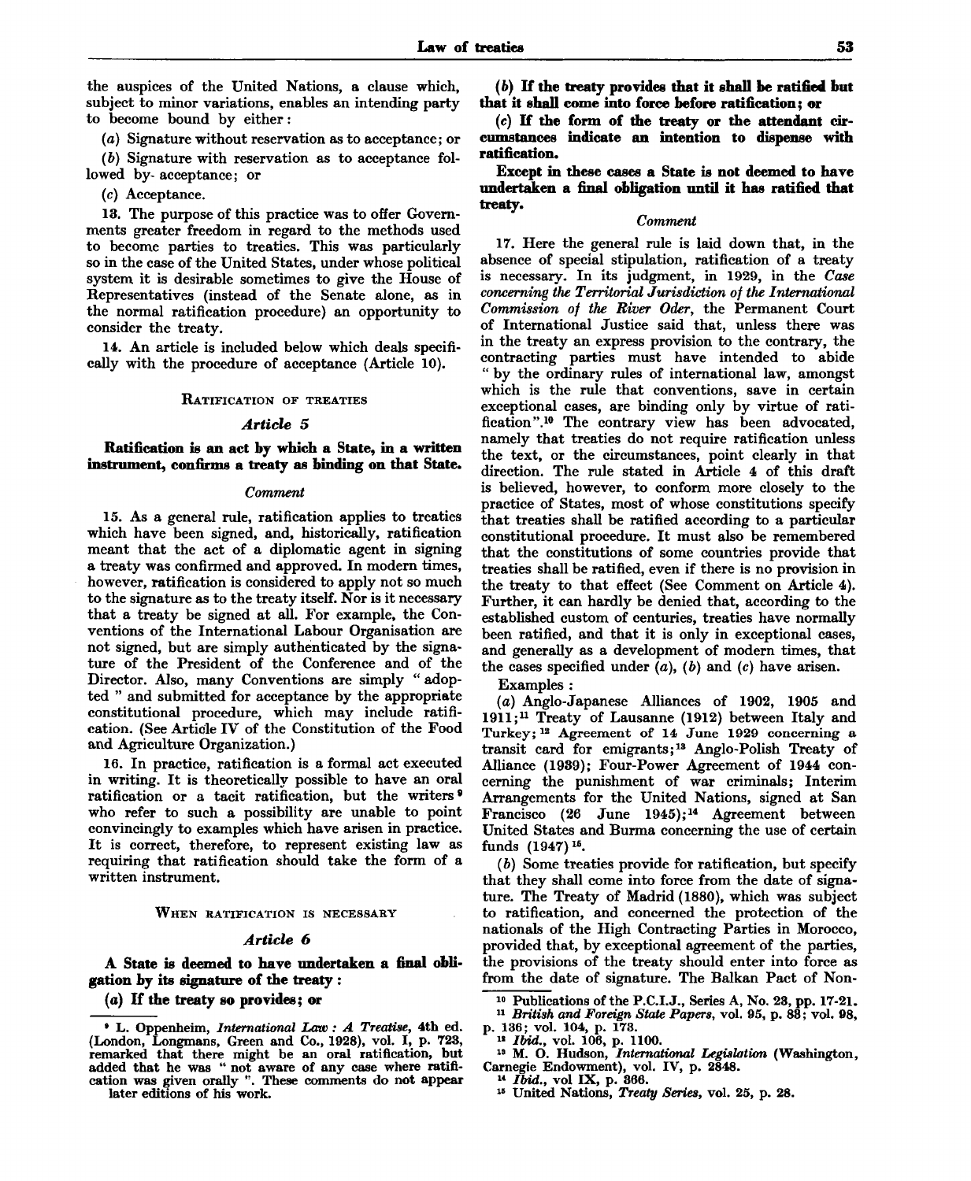the auspices of the United Nations, a clause which, subject to minor variations, enables an intending party to become bound by either:

(*a*) Signature without reservation as to acceptance; or

(*b*) Signature with reservation as to acceptance followed by acceptance; or

(*c*) Acceptance.

13. The purpose of this practice was to offer Governments greater freedom in regard to the methods used to become parties to treaties. This was particularly so in the case of the United States, under whose political system it is desirable sometimes to give the House of Representatives (instead of the Senate alone, as in the normal ratification procedure) an opportunity to consider the treaty.

14. An article is included below which deals specifically with the procedure of acceptance (Article 10).

## Ratification of treaties

### *Article 5*

**Ratification is an act by which a State, in a written instrument, confirms a treaty as binding on that State.**

*Comment*

15. As a general rule, ratification applies to treaties which have been signed, and, historically, ratification meant that the act of a diplomatic agent in signing a treaty was confirmed and approved. In modern times, however, ratification is considered to apply not so much to the signature as to the treaty itself. Nor is it necessary that a treaty be signed at all. For example, the Conventions of the International Labour Organisation are not signed, but are simply authenticated by the signature of the President of the Conference and of the Director. Also, many Conventions are simply "adopted" and submitted for acceptance by the appropriate constitutional procedure, which may include ratification. (See Article IV of the Constitution of the Food and Agriculture Organization.)

16. In practice, ratification is a formal act executed in writing. It is theoretically possible to have an oral ratification or a tacit ratification, but the writers[9] who refer to such a possibility are unable to point convincingly to examples which have arisen in practice. It is correct, therefore, to represent existing law as requiring that ratification should take the form of a written instrument.

## When ratification is necessary

### *Article 6*

**A State is deemed to have undertaken a final obligation by its signature of the treaty:**

**(*a*) If the treaty so provides; or**

**(*b*) If the treaty provides that it shall be ratified but that it shall come into force before ratification; or**

**(*c*) If the form of the treaty or the attendant circumstances indicate an intention to dispense with ratification.**

**Except in these cases a State is not deemed to have undertaken a final obligation until it has ratified that treaty.**

*Comment*

17. Here the general rule is laid down that, in the absence of special stipulation, ratification of a treaty is necessary. In its judgment, in 1929, in the *Case concerning the Territorial Jurisdiction of the International Commission of the River Oder*, the Permanent Court of International Justice said that, unless there was in the treaty an express provision to the contrary, the contracting parties must have intended to abide "by the ordinary rules of international law, amongst which is the rule that conventions, save in certain exceptional cases, are binding only by virtue of ratification".[10] The contrary view has been advocated, namely that treaties do not require ratification unless the text, or the circumstances, point clearly in that direction. The rule stated in Article 4 of this draft is believed, however, to conform more closely to the practice of States, most of whose constitutions specify that treaties shall be ratified according to a particular constitutional procedure. It must also be remembered that the constitutions of some countries provide that treaties shall be ratified, even if there is no provision in the treaty to that effect (See Comment on Article 4). Further, it can hardly be denied that, according to the established custom of centuries, treaties have normally been ratified, and that it is only in exceptional cases, and generally as a development of modern times, that the cases specified under (*a*), (*b*) and (*c*) have arisen.

Examples:

(*a*) Anglo-Japanese Alliances of 1902, 1905 and 1911;[11] Treaty of Lausanne (1912) between Italy and Turkey;[12] Agreement of 14 June 1929 concerning a transit card for emigrants;[13] Anglo-Polish Treaty of Alliance (1939); Four-Power Agreement of 1944 concerning the punishment of war criminals; Interim Arrangements for the United Nations, signed at San Francisco (26 June 1945);[14] Agreement between United States and Burma concerning the use of certain funds (1947)[15].

(*b*) Some treaties provide for ratification, but specify that they shall come into force from the date of signature. The Treaty of Madrid (1880), which was subject to ratification, and concerned the protection of the nationals of the High Contracting Parties in Morocco, provided that, by exceptional agreement of the parties, the provisions of the treaty should enter into force as from the date of signature. The Balkan Pact of Non-

---

[9] L. Oppenheim, *International Law: A Treatise*, 4th ed. (London, Longmans, Green and Co., 1928), vol. I, p. 723, remarked that there might be an oral ratification, but added that he was "not aware of any case where ratification was given orally". These comments do not appear later editions of his work.

[10] Publications of the P.C.I.J., Series A, No. 23, pp. 17-21.

[11] *British and Foreign State Papers*, vol. 95, p. 83; vol. 98, p. 136; vol. 104, p. 173.

[12] *Ibid.*, vol. 106, p. 1100.

[13] M. O. Hudson, *International Legislation* (Washington, Carnegie Endowment), vol. IV, p. 2848.

[14] *Ibid.*, vol IX, p. 366.

[15] United Nations, *Treaty Series*, vol. 25, p. 28.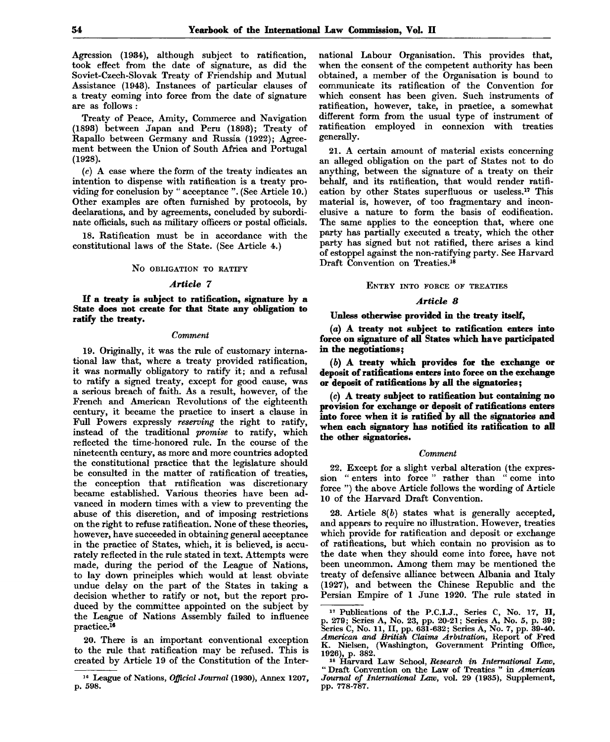Agression (1934), although subject to ratification, took effect from the date of signature, as did the Soviet-Czech-Slovak Treaty of Friendship and Mutual Assistance (1943). Instances of particular clauses of a treaty coming into force from the date of signature are as follows :

Treaty of Peace, Amity, Commerce and Navigation (1893) between Japan and Peru (1893); Treaty of Rapallo between Germany and Russia (1922); Agreement between the Union of South Africa and Portugal (1928).

(*c*) A case where the form of the treaty indicates an intention to dispense with ratification is a treaty providing for conclusion by " acceptance ". (See Article 10.) Other examples are often furnished by protocols, by declarations, and by agreements, concluded by subordinate officials, such as military officers or postal officials.

18. Ratification must be in accordance with the constitutional laws of the State. (See Article 4.)

## No obligation to ratify

### *Article 7*

**If a treaty is subject to ratification, signature by a State does not create for that State any obligation to ratify the treaty.**

*Comment*

19. Originally, it was the rule of customary international law that, where a treaty provided ratification, it was normally obligatory to ratify it; and a refusal to ratify a signed treaty, except for good cause, was a serious breach of faith. As a result, however, of the French and American Revolutions of the eighteenth century, it became the practice to insert a clause in Full Powers expressly *reserving* the right to ratify, instead of the traditional *promise* to ratify, which reflected the time-honored rule. In the course of the nineteenth century, as more and more countries adopted the constitutional practice that the legislature should be consulted in the matter of ratification of treaties, the conception that ratification was discretionary became established. Various theories have been advanced in modern times with a view to preventing the abuse of this discretion, and of imposing restrictions on the right to refuse ratification. None of these theories, however, have succeeded in obtaining general acceptance in the practice of States, which, it is believed, is accurately reflected in the rule stated in text. Attempts were made, during the period of the League of Nations, to lay down principles which would at least obviate undue delay on the part of the States in taking a decision whether to ratify or not, but the report produced by the committee appointed on the subject by the League of Nations Assembly failed to influence practice.[16]

20. There is an important conventional exception to the rule that ratification may be refused. This is created by Article 19 of the Constitution of the International Labour Organisation. This provides that, when the consent of the competent authority has been obtained, a member of the Organisation is bound to communicate its ratification of the Convention for which consent has been given. Such instruments of ratification, however, take, in practice, a somewhat different form from the usual type of instrument of ratification employed in connexion with treaties generally.

21. A certain amount of material exists concerning an alleged obligation on the part of States not to do anything, between the signature of a treaty on their behalf, and its ratification, that would render ratification by other States superfluous or useless.[17] This material is, however, of too fragmentary and inconclusive a nature to form the basis of codification. The same applies to the conception that, where one party has partially executed a treaty, which the other party has signed but not ratified, there arises a kind of estoppel against the non-ratifying party. See Harvard Draft Convention on Treaties.[18]

## Entry into force of treaties

### *Article 8*

**Unless otherwise provided in the treaty itself,**

**(*a*) A treaty not subject to ratification enters into force on signature of all States which have participated in the negotiations;**

**(*b*) A treaty which provides for the exchange or deposit of ratifications enters into force on the exchange or deposit of ratifications by all the signatories;**

**(*c*) A treaty subject to ratification but containing no provision for exchange or deposit of ratifications enters into force when it is ratified by all the signatories and when each signatory has notified its ratification to all the other signatories.**

*Comment*

22. Except for a slight verbal alteration (the expression " enters into force " rather than " come into force ") the above Article follows the wording of Article 10 of the Harvard Draft Convention.

23. Article 8(*b*) states what is generally accepted, and appears to require no illustration. However, treaties which provide for ratification and deposit or exchange of ratifications, but which contain no provision as to the date when they should come into force, have not been uncommon. Among them may be mentioned the treaty of defensive alliance between Albania and Italy (1927), and between the Chinese Republic and the Persian Empire of 1 June 1920. The rule stated in

---

[16] League of Nations, *Official Journal* (1930), Annex 1207, p. 598.

[17] Publications of the P.C.I.J., Series C, No. 17, II, p. 279; Series A, No. 23, pp. 20-21; Series A, No. 5, p. 39; Series C, No. 11, II, pp. 631-632; Series A, No. 7, pp. 39-40. *American and British Claims Arbitration*, Report of Fred K. Nielsen, (Washington, Government Printing Office, 1926), p. 382.

[18] Harvard Law School, *Research in International Law*, " Draft Convention on the Law of Treaties " in *American Journal of International Law*, vol. 29 (1935), Supplement, pp. 778-787.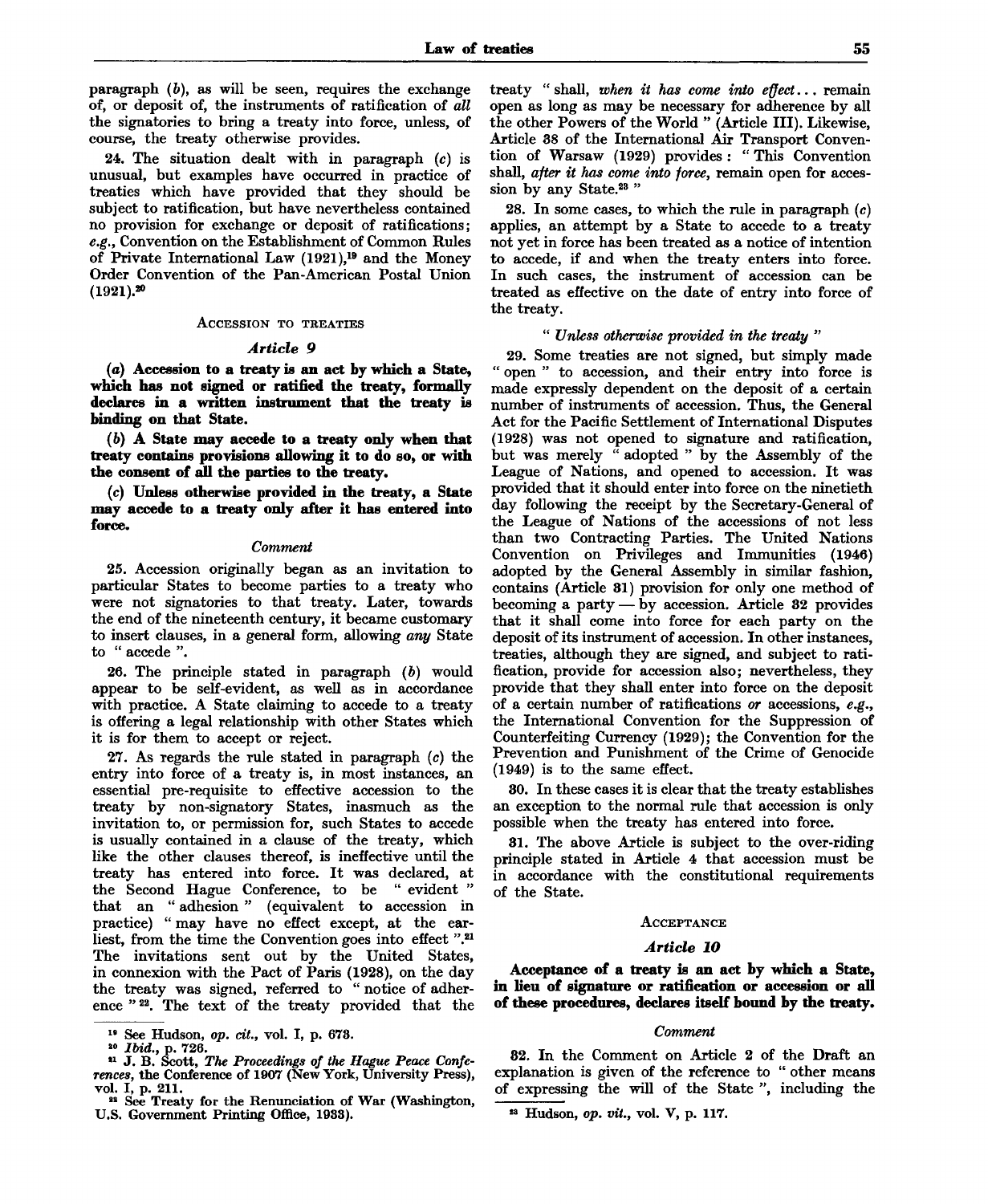paragraph (*b*), as will be seen, requires the exchange of, or deposit of, the instruments of ratification of *all* the signatories to bring a treaty into force, unless, of course, the treaty otherwise provides.

24. The situation dealt with in paragraph (*c*) is unusual, but examples have occurred in practice of treaties which have provided that they should be subject to ratification, but have nevertheless contained no provision for exchange or deposit of ratifications; *e.g.*, Convention on the Establishment of Common Rules of Private International Law (1921),[19] and the Money Order Convention of the Pan-American Postal Union (1921).[20]

### Accession to treaties

### *Article 9*

**(*a*) Accession to a treaty is an act by which a State, which has not signed or ratified the treaty, formally declares in a written instrument that the treaty is binding on that State.**

**(*b*) A State may accede to a treaty only when that treaty contains provisions allowing it to do so, or with the consent of all the parties to the treaty.**

**(*c*) Unless otherwise provided in the treaty, a State may accede to a treaty only after it has entered into force.**

*Comment*

25. Accession originally began as an invitation to particular States to become parties to a treaty who were not signatories to that treaty. Later, towards the end of the nineteenth century, it became customary to insert clauses, in a general form, allowing *any* State to " accede ".

26. The principle stated in paragraph (*b*) would appear to be self-evident, as well as in accordance with practice. A State claiming to accede to a treaty is offering a legal relationship with other States which it is for them to accept or reject.

27. As regards the rule stated in paragraph (*c*) the entry into force of a treaty is, in most instances, an essential pre-requisite to effective accession to the treaty by non-signatory States, inasmuch as the invitation to, or permission for, such States to accede is usually contained in a clause of the treaty, which like the other clauses thereof, is ineffective until the treaty has entered into force. It was declared, at the Second Hague Conference, to be " evident " that an " adhesion " (equivalent to accession in practice) " may have no effect except, at the earliest, from the time the Convention goes into effect ".[21] The invitations sent out by the United States, in connexion with the Pact of Paris (1928), on the day the treaty was signed, referred to " notice of adherence "[22]. The text of the treaty provided that the treaty " shall, *when it has come into effect*... remain open as long as may be necessary for adherence by all the other Powers of the World " (Article III). Likewise, Article 38 of the International Air Transport Convention of Warsaw (1929) provides : " This Convention shall, *after it has come into force*, remain open for accession by any State.[23] "

28. In some cases, to which the rule in paragraph (*c*) applies, an attempt by a State to accede to a treaty not yet in force has been treated as a notice of intention to accede, if and when the treaty enters into force. In such cases, the instrument of accession can be treated as effective on the date of entry into force of the treaty.

*" Unless otherwise provided in the treaty "*

29. Some treaties are not signed, but simply made " open " to accession, and their entry into force is made expressly dependent on the deposit of a certain number of instruments of accession. Thus, the General Act for the Pacific Settlement of International Disputes (1928) was not opened to signature and ratification, but was merely " adopted " by the Assembly of the League of Nations, and opened to accession. It was provided that it should enter into force on the ninetieth day following the receipt by the Secretary-General of the League of Nations of the accessions of not less than two Contracting Parties. The United Nations Convention on Privileges and Immunities (1946) adopted by the General Assembly in similar fashion, contains (Article 31) provision for only one method of becoming a party — by accession. Article 32 provides that it shall come into force for each party on the deposit of its instrument of accession. In other instances, treaties, although they are signed, and subject to ratification, provide for accession also; nevertheless, they provide that they shall enter into force on the deposit of a certain number of ratifications *or* accessions, *e.g.*, the International Convention for the Suppression of Counterfeiting Currency (1929); the Convention for the Prevention and Punishment of the Crime of Genocide (1949) is to the same effect.

30. In these cases it is clear that the treaty establishes an exception to the normal rule that accession is only possible when the treaty has entered into force.

31. The above Article is subject to the over-riding principle stated in Article 4 that accession must be in accordance with the constitutional requirements of the State.

### Acceptance

### *Article 10*

**Acceptance of a treaty is an act by which a State, in lieu of signature or ratification or accession or all of these procedures, declares itself bound by the treaty.**

*Comment*

32. In the Comment on Article 2 of the Draft an explanation is given of the reference to " other means of expressing the will of the State ", including the

---

[19] See Hudson, *op. cit.*, vol. I, p. 673.

[20] *Ibid.*, p. 726.

[21] J. B. Scott, *The Proceedings of the Hague Peace Conferences*, the Conference of 1907 (New York, University Press), vol. I, p. 211.

[22] See Treaty for the Renunciation of War (Washington, U.S. Government Printing Office, 1933).

[23] Hudson, *op. vit.*, vol. V, p. 117.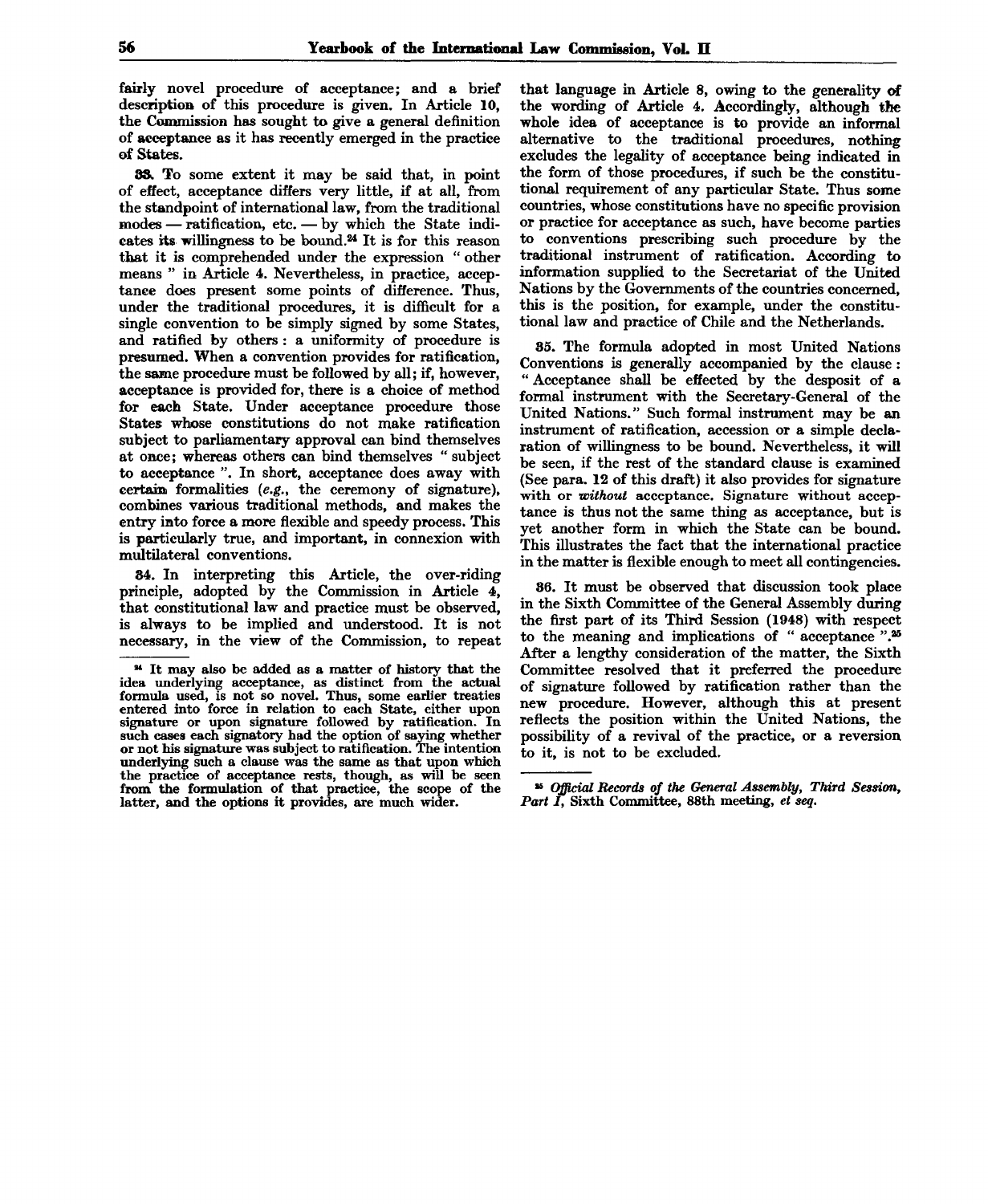fairly novel procedure of acceptance; and a brief description of this procedure is given. In Article 10, the Commission has sought to give a general definition of acceptance as it has recently emerged in the practice of States.

33. To some extent it may be said that, in point of effect, acceptance differs very little, if at all, from the standpoint of international law, from the traditional modes — ratification, etc. — by which the State indicates its willingness to be bound.[24] It is for this reason that it is comprehended under the expression " other means " in Article 4. Nevertheless, in practice, acceptance does present some points of difference. Thus, under the traditional procedures, it is difficult for a single convention to be simply signed by some States, and ratified by others : a uniformity of procedure is presumed. When a convention provides for ratification, the same procedure must be followed by all; if, however, acceptance is provided for, there is a choice of method for each State. Under acceptance procedure those States whose constitutions do not make ratification subject to parliamentary approval can bind themselves at once; whereas others can bind themselves " subject to acceptance ". In short, acceptance does away with certain formalities (*e.g.*, the ceremony of signature), combines various traditional methods, and makes the entry into force a more flexible and speedy process. This is particularly true, and important, in connexion with multilateral conventions.

34. In interpreting this Article, the over-riding principle, adopted by the Commission in Article 4, that constitutional law and practice must be observed, is always to be implied and understood. It is not necessary, in the view of the Commission, to repeat that language in Article 8, owing to the generality of the wording of Article 4. Accordingly, although the whole idea of acceptance is to provide an informal alternative to the traditional procedures, nothing excludes the legality of acceptance being indicated in the form of those procedures, if such be the constitutional requirement of any particular State. Thus some countries, whose constitutions have no specific provision or practice for acceptance as such, have become parties to conventions prescribing such procedure by the traditional instrument of ratification. According to information supplied to the Secretariat of the United Nations by the Governments of the countries concerned, this is the position, for example, under the constitutional law and practice of Chile and the Netherlands.

35. The formula adopted in most United Nations Conventions is generally accompanied by the clause : " Acceptance shall be effected by the desposit of a formal instrument with the Secretary-General of the United Nations." Such formal instrument may be an instrument of ratification, accession or a simple declaration of willingness to be bound. Nevertheless, it will be seen, if the rest of the standard clause is examined (See para. 12 of this draft) it also provides for signature with or *without* acceptance. Signature without acceptance is thus not the same thing as acceptance, but is yet another form in which the State can be bound. This illustrates the fact that the international practice in the matter is flexible enough to meet all contingencies.

36. It must be observed that discussion took place in the Sixth Committee of the General Assembly during the first part of its Third Session (1948) with respect to the meaning and implications of " acceptance ".[25] After a lengthy consideration of the matter, the Sixth Committee resolved that it preferred the procedure of signature followed by ratification rather than the new procedure. However, although this at present reflects the position within the United Nations, the possibility of a revival of the practice, or a reversion to it, is not to be excluded.

---

[24] It may also be added as a matter of history that the idea underlying acceptance, as distinct from the actual formula used, is not so novel. Thus, some earlier treaties entered into force in relation to each State, either upon signature or upon signature followed by ratification. In such cases each signatory had the option of saying whether or not his signature was subject to ratification. The intention underlying such a clause was the same as that upon which the practice of acceptance rests, though, as will be seen from the formulation of that practice, the scope of the latter, and the options it provides, are much wider.

[25] *Official Records of the General Assembly, Third Session, Part I*, Sixth Committee, 88th meeting, *et seq.*